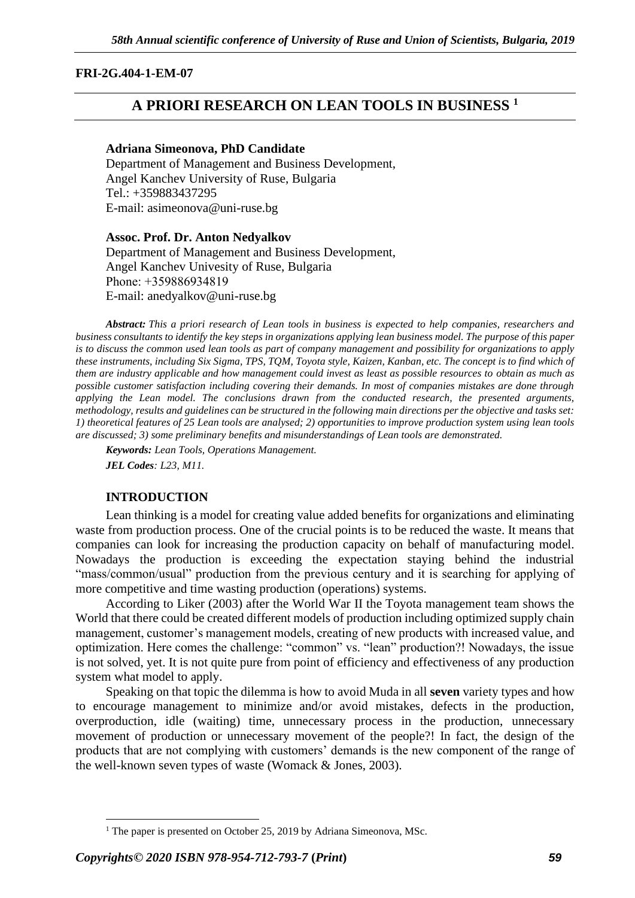FRI-2G.404-1-EM-07

# A PRIORI RESEARCH ON LEAN TOOLS IN BUSINESS [1]

**Adriana Simeonova, PhD Candidate**
Department of Management and Business Development,
Angel Kanchev University of Ruse, Bulgaria
Tel.: +359883437295
E-mail: asimeonova@uni-ruse.bg

**Assoc. Prof. Dr. Anton Nedyalkov**
Department of Management and Business Development,
Angel Kanchev Univesity of Ruse, Bulgaria
Phone: +359886934819
E-mail: anedyalkov@uni-ruse.bg

***Abstract:*** *This a priori research of Lean tools in business is expected to help companies, researchers and business consultants to identify the key steps in organizations applying lean business model. The purpose of this paper is to discuss the common used lean tools as part of company management and possibility for organizations to apply these instruments, including Six Sigma, TPS, TQM, Toyota style, Kaizen, Kanban, etc. The concept is to find which of them are industry applicable and how management could invest as least as possible resources to obtain as much as possible customer satisfaction including covering their demands. In most of companies mistakes are done through applying the Lean model. The conclusions drawn from the conducted research, the presented arguments, methodology, results and guidelines can be structured in the following main directions per the objective and tasks set: 1) theoretical features of 25 Lean tools are analysed; 2) opportunities to improve production system using lean tools are discussed; 3) some preliminary benefits and misunderstandings of Lean tools are demonstrated.*

***Keywords:*** *Lean Tools, Operations Management.*

***JEL Codes****: L23, M11.*

## INTRODUCTION

Lean thinking is a model for creating value added benefits for organizations and eliminating waste from production process. One of the crucial points is to be reduced the waste. It means that companies can look for increasing the production capacity on behalf of manufacturing model. Nowadays the production is exceeding the expectation staying behind the industrial "mass/common/usual" production from the previous century and it is searching for applying of more competitive and time wasting production (operations) systems.

According to Liker (2003) after the World War II the Toyota management team shows the World that there could be created different models of production including optimized supply chain management, customer's management models, creating of new products with increased value, and optimization. Here comes the challenge: "common" vs. "lean" production?! Nowadays, the issue is not solved, yet. It is not quite pure from point of efficiency and effectiveness of any production system what model to apply.

Speaking on that topic the dilemma is how to avoid Muda in all **seven** variety types and how to encourage management to minimize and/or avoid mistakes, defects in the production, overproduction, idle (waiting) time, unnecessary process in the production, unnecessary movement of production or unnecessary movement of the people?! In fact, the design of the products that are not complying with customers' demands is the new component of the range of the well-known seven types of waste (Womack & Jones, 2003).

[1] The paper is presented on October 25, 2019 by Adriana Simeonova, MSc.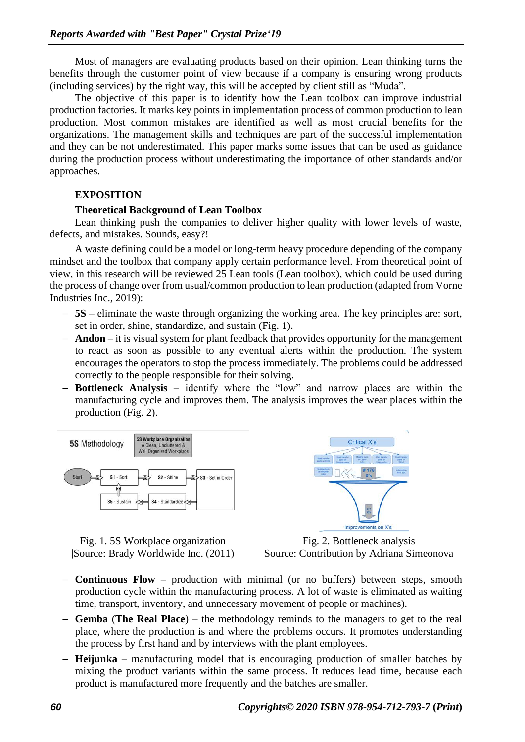Most of managers are evaluating products based on their opinion. Lean thinking turns the benefits through the customer point of view because if a company is ensuring wrong products (including services) by the right way, this will be accepted by client still as "Muda".

The objective of this paper is to identify how the Lean toolbox can improve industrial production factories. It marks key points in implementation process of common production to lean production. Most common mistakes are identified as well as most crucial benefits for the organizations. The management skills and techniques are part of the successful implementation and they can be not underestimated. This paper marks some issues that can be used as guidance during the production process without underestimating the importance of other standards and/or approaches.

## EXPOSITION

### Theoretical Background of Lean Toolbox

Lean thinking push the companies to deliver higher quality with lower levels of waste, defects, and mistakes. Sounds, easy?!

A waste defining could be a model or long-term heavy procedure depending of the company mindset and the toolbox that company apply certain performance level. From theoretical point of view, in this research will be reviewed 25 Lean tools (Lean toolbox), which could be used during the process of change over from usual/common production to lean production (adapted from Vorne Industries Inc., 2019):

- **5S** – eliminate the waste through organizing the working area. The key principles are: sort, set in order, shine, standardize, and sustain (Fig. 1).
- **Andon** – it is visual system for plant feedback that provides opportunity for the management to react as soon as possible to any eventual alerts within the production. The system encourages the operators to stop the process immediately. The problems could be addressed correctly to the people responsible for their solving.
- **Bottleneck Analysis** – identify where the "low" and narrow places are within the manufacturing cycle and improves them. The analysis improves the wear places within the production (Fig. 2).

Fig. 1. 5S Workplace organization
|Source: Brady Worldwide Inc. (2011)

Fig. 2. Bottleneck analysis
Source: Contribution by Adriana Simeonova

- **Continuous Flow** – production with minimal (or no buffers) between steps, smooth production cycle within the manufacturing process. A lot of waste is eliminated as waiting time, transport, inventory, and unnecessary movement of people or machines).
- **Gemba** (**The Real Place**) – the methodology reminds to the managers to get to the real place, where the production is and where the problems occurs. It promotes understanding the process by first hand and by interviews with the plant employees.
- **Heijunka** – manufacturing model that is encouraging production of smaller batches by mixing the product variants within the same process. It reduces lead time, because each product is manufactured more frequently and the batches are smaller.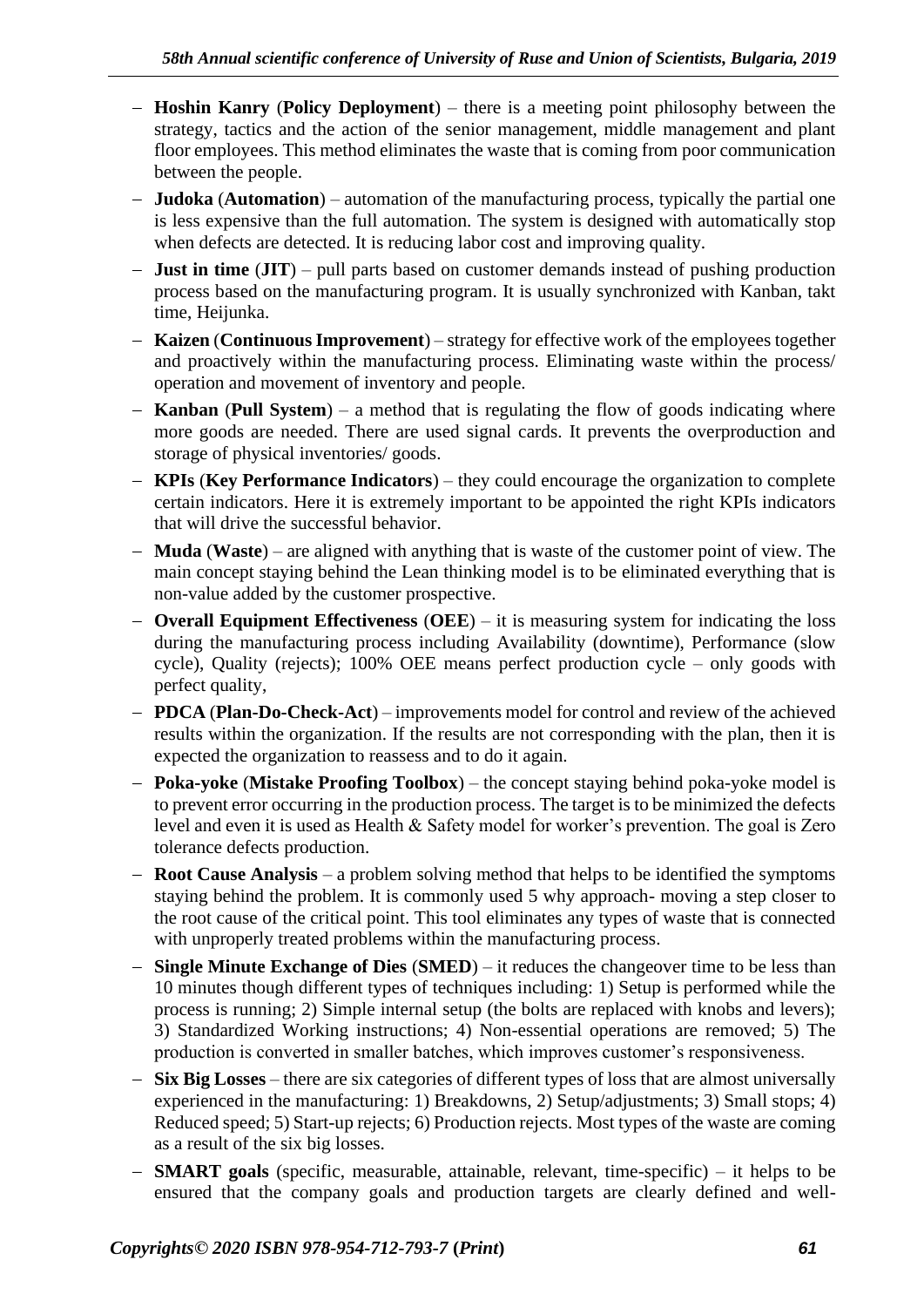- **Hoshin Kanry** (**Policy Deployment**) – there is a meeting point philosophy between the strategy, tactics and the action of the senior management, middle management and plant floor employees. This method eliminates the waste that is coming from poor communication between the people.
- **Judoka** (**Automation**) – automation of the manufacturing process, typically the partial one is less expensive than the full automation. The system is designed with automatically stop when defects are detected. It is reducing labor cost and improving quality.
- **Just in time** (**JIT**) – pull parts based on customer demands instead of pushing production process based on the manufacturing program. It is usually synchronized with Kanban, takt time, Heijunka.
- **Kaizen** (**Continuous Improvement**) – strategy for effective work of the employees together and proactively within the manufacturing process. Eliminating waste within the process/ operation and movement of inventory and people.
- **Kanban** (**Pull System**) – a method that is regulating the flow of goods indicating where more goods are needed. There are used signal cards. It prevents the overproduction and storage of physical inventories/ goods.
- **KPIs** (**Key Performance Indicators**) – they could encourage the organization to complete certain indicators. Here it is extremely important to be appointed the right KPIs indicators that will drive the successful behavior.
- **Muda** (**Waste**) – are aligned with anything that is waste of the customer point of view. The main concept staying behind the Lean thinking model is to be eliminated everything that is non-value added by the customer prospective.
- **Overall Equipment Effectiveness** (**OEE**) – it is measuring system for indicating the loss during the manufacturing process including Availability (downtime), Performance (slow cycle), Quality (rejects); 100% OEE means perfect production cycle – only goods with perfect quality,
- **PDCA** (**Plan-Do-Check-Act**) – improvements model for control and review of the achieved results within the organization. If the results are not corresponding with the plan, then it is expected the organization to reassess and to do it again.
- **Poka-yoke** (**Mistake Proofing Toolbox**) – the concept staying behind poka-yoke model is to prevent error occurring in the production process. The target is to be minimized the defects level and even it is used as Health & Safety model for worker's prevention. The goal is Zero tolerance defects production.
- **Root Cause Analysis** – a problem solving method that helps to be identified the symptoms staying behind the problem. It is commonly used 5 why approach- moving a step closer to the root cause of the critical point. This tool eliminates any types of waste that is connected with unproperly treated problems within the manufacturing process.
- **Single Minute Exchange of Dies** (**SMED**) – it reduces the changeover time to be less than 10 minutes though different types of techniques including: 1) Setup is performed while the process is running; 2) Simple internal setup (the bolts are replaced with knobs and levers); 3) Standardized Working instructions; 4) Non-essential operations are removed; 5) The production is converted in smaller batches, which improves customer's responsiveness.
- **Six Big Losses** – there are six categories of different types of loss that are almost universally experienced in the manufacturing: 1) Breakdowns, 2) Setup/adjustments; 3) Small stops; 4) Reduced speed; 5) Start-up rejects; 6) Production rejects. Most types of the waste are coming as a result of the six big losses.
- **SMART goals** (specific, measurable, attainable, relevant, time-specific) – it helps to be ensured that the company goals and production targets are clearly defined and well-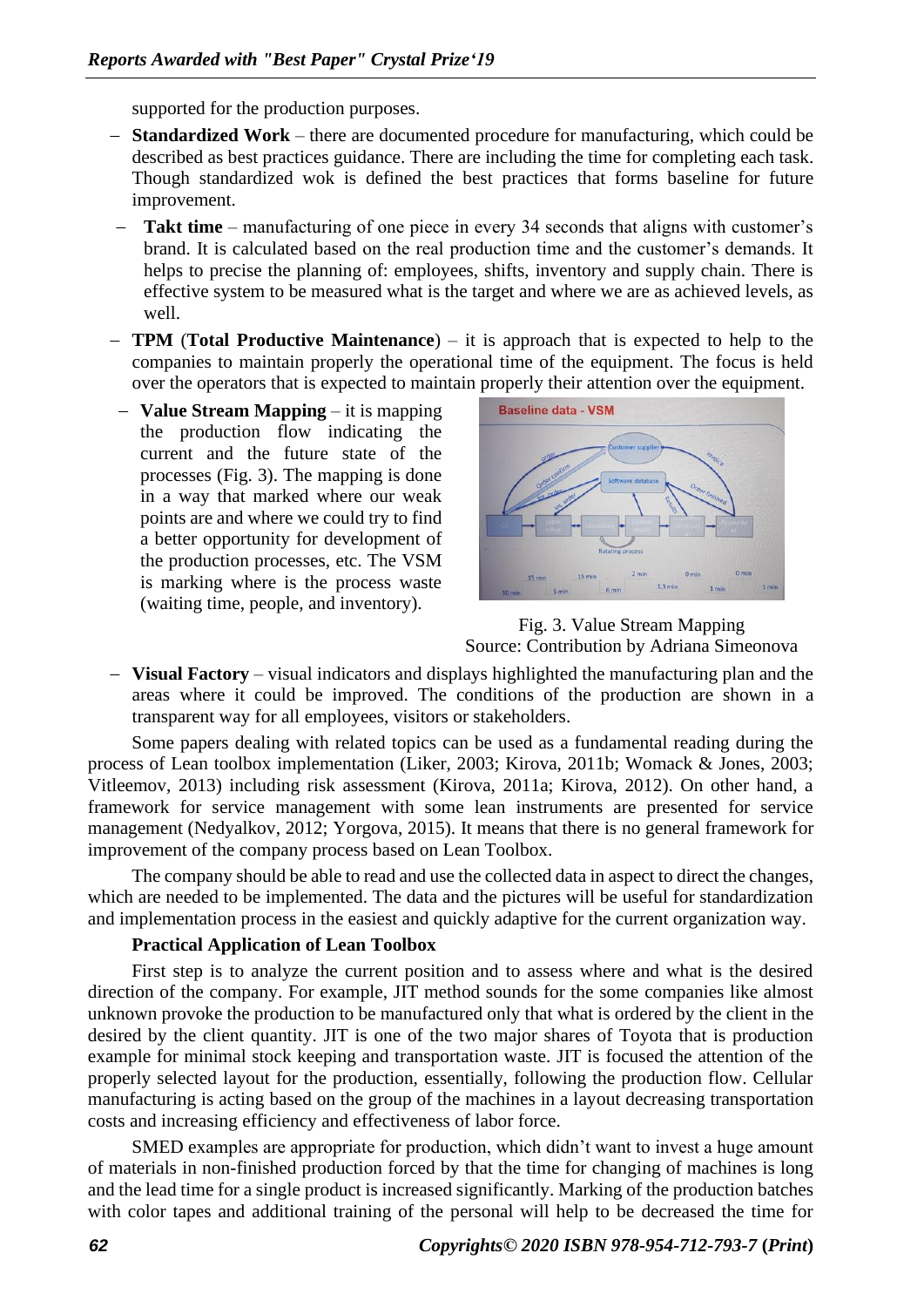supported for the production purposes.

- **Standardized Work** – there are documented procedure for manufacturing, which could be described as best practices guidance. There are including the time for completing each task. Though standardized wok is defined the best practices that forms baseline for future improvement.
- **Takt time** – manufacturing of one piece in every 34 seconds that aligns with customer's brand. It is calculated based on the real production time and the customer's demands. It helps to precise the planning of: employees, shifts, inventory and supply chain. There is effective system to be measured what is the target and where we are as achieved levels, as well.
- **TPM** (**Total Productive Maintenance**) – it is approach that is expected to help to the companies to maintain properly the operational time of the equipment. The focus is held over the operators that is expected to maintain properly their attention over the equipment.
- **Value Stream Mapping** – it is mapping the production flow indicating the current and the future state of the processes (Fig. 3). The mapping is done in a way that marked where our weak points are and where we could try to find a better opportunity for development of the production processes, etc. The VSM is marking where is the process waste (waiting time, people, and inventory).

Baseline data - VSM

Customer supplier

Software database

Order

Order confirm

Invoice

Order finished

Rotating process

15 min
15 min
2 min
0 min
0 min
30 min
5 min
6 min
1.5 min
1 min
1 min

Fig. 3. Value Stream Mapping
Source: Contribution by Adriana Simeonova

- **Visual Factory** – visual indicators and displays highlighted the manufacturing plan and the areas where it could be improved. The conditions of the production are shown in a transparent way for all employees, visitors or stakeholders.

Some papers dealing with related topics can be used as a fundamental reading during the process of Lean toolbox implementation (Liker, 2003; Kirova, 2011b; Womack & Jones, 2003; Vitleemov, 2013) including risk assessment (Kirova, 2011a; Kirova, 2012). On other hand, a framework for service management with some lean instruments are presented for service management (Nedyalkov, 2012; Yorgova, 2015). It means that there is no general framework for improvement of the company process based on Lean Toolbox.

The company should be able to read and use the collected data in aspect to direct the changes, which are needed to be implemented. The data and the pictures will be useful for standardization and implementation process in the easiest and quickly adaptive for the current organization way.

**Practical Application of Lean Toolbox**

First step is to analyze the current position and to assess where and what is the desired direction of the company. For example, JIT method sounds for the some companies like almost unknown provoke the production to be manufactured only that what is ordered by the client in the desired by the client quantity. JIT is one of the two major shares of Toyota that is production example for minimal stock keeping and transportation waste. JIT is focused the attention of the properly selected layout for the production, essentially, following the production flow. Cellular manufacturing is acting based on the group of the machines in a layout decreasing transportation costs and increasing efficiency and effectiveness of labor force.

SMED examples are appropriate for production, which didn't want to invest a huge amount of materials in non-finished production forced by that the time for changing of machines is long and the lead time for a single product is increased significantly. Marking of the production batches with color tapes and additional training of the personal will help to be decreased the time for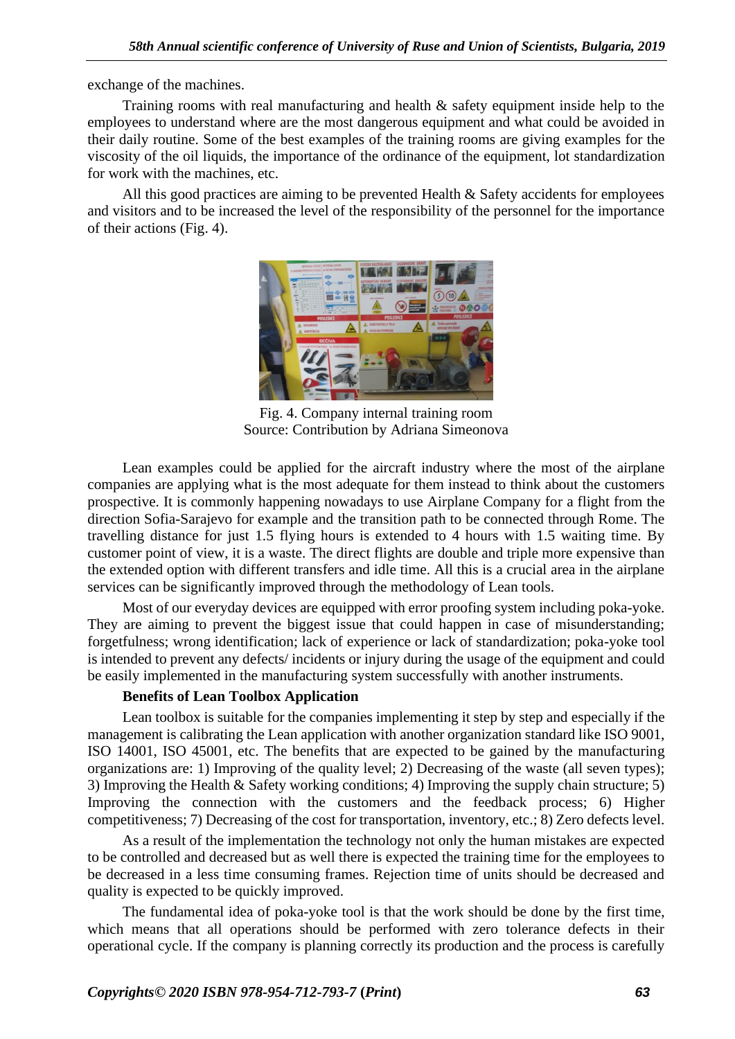exchange of the machines.

Training rooms with real manufacturing and health & safety equipment inside help to the employees to understand where are the most dangerous equipment and what could be avoided in their daily routine. Some of the best examples of the training rooms are giving examples for the viscosity of the oil liquids, the importance of the ordinance of the equipment, lot standardization for work with the machines, etc.

All this good practices are aiming to be prevented Health & Safety accidents for employees and visitors and to be increased the level of the responsibility of the personnel for the importance of their actions (Fig. 4).

Fig. 4. Company internal training room
Source: Contribution by Adriana Simeonova

Lean examples could be applied for the aircraft industry where the most of the airplane companies are applying what is the most adequate for them instead to think about the customers prospective. It is commonly happening nowadays to use Airplane Company for a flight from the direction Sofia-Sarajevo for example and the transition path to be connected through Rome. The travelling distance for just 1.5 flying hours is extended to 4 hours with 1.5 waiting time. By customer point of view, it is a waste. The direct flights are double and triple more expensive than the extended option with different transfers and idle time. All this is a crucial area in the airplane services can be significantly improved through the methodology of Lean tools.

Most of our everyday devices are equipped with error proofing system including poka-yoke. They are aiming to prevent the biggest issue that could happen in case of misunderstanding; forgetfulness; wrong identification; lack of experience or lack of standardization; poka-yoke tool is intended to prevent any defects/ incidents or injury during the usage of the equipment and could be easily implemented in the manufacturing system successfully with another instruments.

**Benefits of Lean Toolbox Application**

Lean toolbox is suitable for the companies implementing it step by step and especially if the management is calibrating the Lean application with another organization standard like ISO 9001, ISO 14001, ISO 45001, etc. The benefits that are expected to be gained by the manufacturing organizations are: 1) Improving of the quality level; 2) Decreasing of the waste (all seven types); 3) Improving the Health & Safety working conditions; 4) Improving the supply chain structure; 5) Improving the connection with the customers and the feedback process; 6) Higher competitiveness; 7) Decreasing of the cost for transportation, inventory, etc.; 8) Zero defects level.

As a result of the implementation the technology not only the human mistakes are expected to be controlled and decreased but as well there is expected the training time for the employees to be decreased in a less time consuming frames. Rejection time of units should be decreased and quality is expected to be quickly improved.

The fundamental idea of poka-yoke tool is that the work should be done by the first time, which means that all operations should be performed with zero tolerance defects in their operational cycle. If the company is planning correctly its production and the process is carefully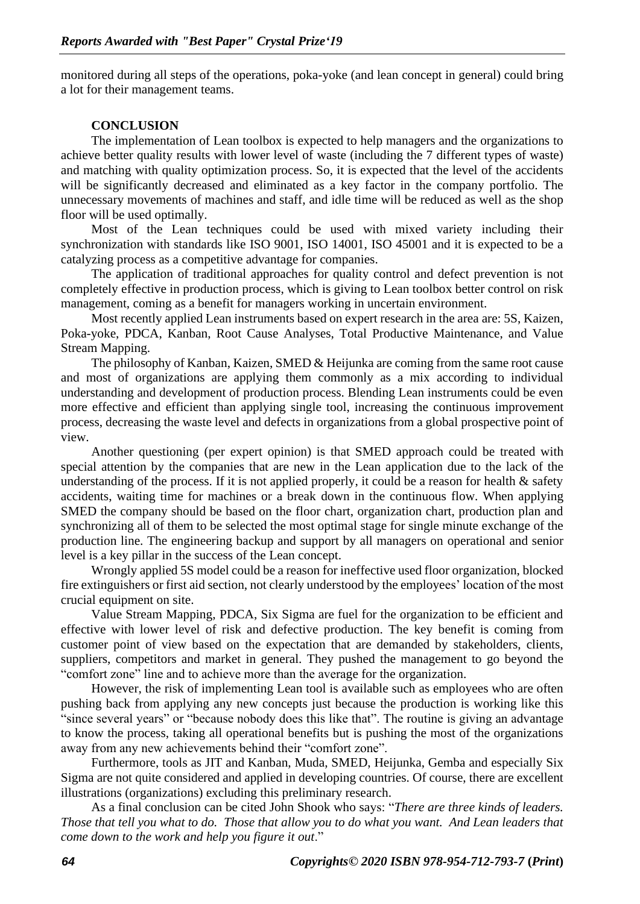monitored during all steps of the operations, poka-yoke (and lean concept in general) could bring a lot for their management teams.

## CONCLUSION

The implementation of Lean toolbox is expected to help managers and the organizations to achieve better quality results with lower level of waste (including the 7 different types of waste) and matching with quality optimization process. So, it is expected that the level of the accidents will be significantly decreased and eliminated as a key factor in the company portfolio. The unnecessary movements of machines and staff, and idle time will be reduced as well as the shop floor will be used optimally.

Most of the Lean techniques could be used with mixed variety including their synchronization with standards like ISO 9001, ISO 14001, ISO 45001 and it is expected to be a catalyzing process as a competitive advantage for companies.

The application of traditional approaches for quality control and defect prevention is not completely effective in production process, which is giving to Lean toolbox better control on risk management, coming as a benefit for managers working in uncertain environment.

Most recently applied Lean instruments based on expert research in the area are: 5S, Kaizen, Poka-yoke, PDCA, Kanban, Root Cause Analyses, Total Productive Maintenance, and Value Stream Mapping.

The philosophy of Kanban, Kaizen, SMED & Heijunka are coming from the same root cause and most of organizations are applying them commonly as a mix according to individual understanding and development of production process. Blending Lean instruments could be even more effective and efficient than applying single tool, increasing the continuous improvement process, decreasing the waste level and defects in organizations from a global prospective point of view.

Another questioning (per expert opinion) is that SMED approach could be treated with special attention by the companies that are new in the Lean application due to the lack of the understanding of the process. If it is not applied properly, it could be a reason for health & safety accidents, waiting time for machines or a break down in the continuous flow. When applying SMED the company should be based on the floor chart, organization chart, production plan and synchronizing all of them to be selected the most optimal stage for single minute exchange of the production line. The engineering backup and support by all managers on operational and senior level is a key pillar in the success of the Lean concept.

Wrongly applied 5S model could be a reason for ineffective used floor organization, blocked fire extinguishers or first aid section, not clearly understood by the employees' location of the most crucial equipment on site.

Value Stream Mapping, PDCA, Six Sigma are fuel for the organization to be efficient and effective with lower level of risk and defective production. The key benefit is coming from customer point of view based on the expectation that are demanded by stakeholders, clients, suppliers, competitors and market in general. They pushed the management to go beyond the "comfort zone" line and to achieve more than the average for the organization.

However, the risk of implementing Lean tool is available such as employees who are often pushing back from applying any new concepts just because the production is working like this "since several years" or "because nobody does this like that". The routine is giving an advantage to know the process, taking all operational benefits but is pushing the most of the organizations away from any new achievements behind their "comfort zone".

Furthermore, tools as JIT and Kanban, Muda, SMED, Heijunka, Gemba and especially Six Sigma are not quite considered and applied in developing countries. Of course, there are excellent illustrations (organizations) excluding this preliminary research.

As a final conclusion can be cited John Shook who says: "*There are three kinds of leaders. Those that tell you what to do. Those that allow you to do what you want. And Lean leaders that come down to the work and help you figure it out*."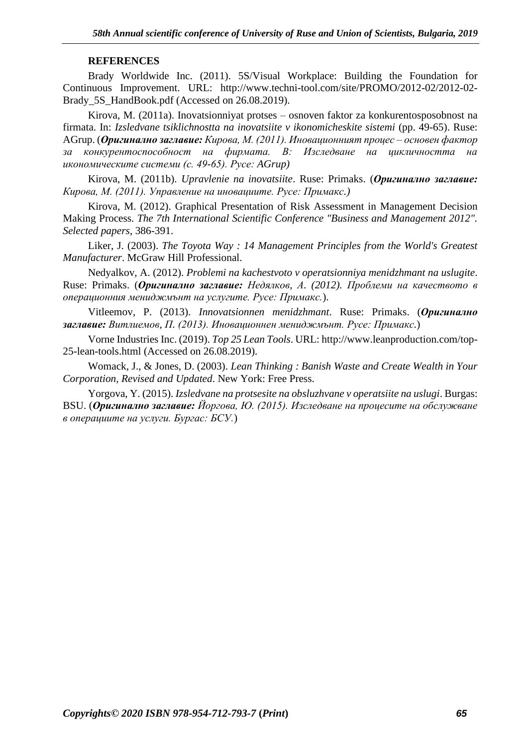**REFERENCES**

Brady Worldwide Inc. (2011). 5S/Visual Workplace: Building the Foundation for Continuous Improvement. URL: http://www.techni-tool.com/site/PROMO/2012-02/2012-02-Brady_5S_HandBook.pdf (Accessed on 26.08.2019).

Kirova, M. (2011a). Inovatsionniyat protses – osnoven faktor za konkurentosposobnost na firmata. In: *Izsledvane tsiklichnostta na inovatsiite v ikonomicheskite sistemi* (pp. 49-65). Ruse: AGrup. (***Оригинално заглавие:*** *Кирова, М. (2011). Иновационният процес – основен фактор за конкурентоспособност на фирмата. В: Изследване на цикличността на икономическите системи (с. 49-65). Русе: AGrup)*

Kirova, M. (2011b). *Upravlenie na inovatsiite*. Ruse: Primaks. (***Оригинално заглавие:*** *Кирова, М. (2011). Управление на иновациите. Русе: Примакс.)*

Kirova, M. (2012). Graphical Presentation of Risk Assessment in Management Decision Making Process. *The 7th International Scientific Conference "Business and Management 2012". Selected papers*, 386-391.

Liker, J. (2003). *The Toyota Way : 14 Management Principles from the World's Greatest Manufacturer*. McGraw Hill Professional.

Nedyalkov, A. (2012). *Problemi na kachestvoto v operatsionniya menidzhmant na uslugite*. Ruse: Primaks. (***Оригинално заглавие:*** *Недялков, А. (2012). Проблеми на качеството в операционния мениджмънт на услугите. Русе: Примакс.*).

Vitleemov, P. (2013). *Innovatsionnen menidzhmant*. Ruse: Primaks. (***Оригинално заглавие:*** *Витлиемов, П. (2013). Иновационнен мениджмънт. Русе: Примакс.*)

Vorne Industries Inc. (2019). *Top 25 Lean Tools*. URL: http://www.leanproduction.com/top-25-lean-tools.html (Accessed on 26.08.2019).

Womack, J., & Jones, D. (2003). *Lean Thinking : Banish Waste and Create Wealth in Your Corporation, Revised and Updated*. New York: Free Press.

Yorgova, Y. (2015). *Izsledvane na protsesite na obsluzhvane v operatsiite na uslugi*. Burgas: BSU. (***Оригинално заглавие:*** *Йоргова, Ю. (2015). Изследване на процесите на обслужване в операциите на услуги. Бургас: БСУ.*)